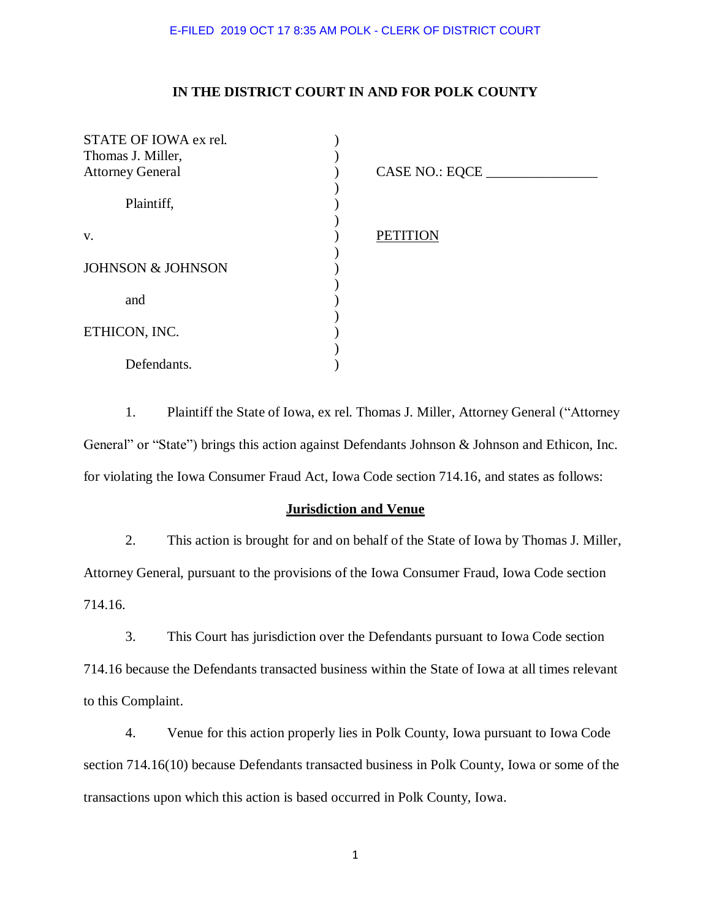E-FILED 2019 OCT 17 8:35 AM POLK - CLERK OF DISTRICT COURT

**IN THE DISTRICT COURT IN AND FOR POLK COUNTY**

| | | |
|---|---|---|
| STATE OF IOWA ex rel. Thomas J. Miller, Attorney General | ) | CASE NO.: EQCE ________________ |
| Plaintiff, | ) | |
| v. | ) | PETITION |
| JOHNSON & JOHNSON | ) | |
| and | ) | |
| ETHICON, INC. | ) | |
| Defendants. | ) | |

1. Plaintiff the State of Iowa, ex rel. Thomas J. Miller, Attorney General ("Attorney General" or "State") brings this action against Defendants Johnson & Johnson and Ethicon, Inc. for violating the Iowa Consumer Fraud Act, Iowa Code section 714.16, and states as follows:

**Jurisdiction and Venue**

2. This action is brought for and on behalf of the State of Iowa by Thomas J. Miller, Attorney General, pursuant to the provisions of the Iowa Consumer Fraud, Iowa Code section 714.16.

3. This Court has jurisdiction over the Defendants pursuant to Iowa Code section 714.16 because the Defendants transacted business within the State of Iowa at all times relevant to this Complaint.

4. Venue for this action properly lies in Polk County, Iowa pursuant to Iowa Code section 714.16(10) because Defendants transacted business in Polk County, Iowa or some of the transactions upon which this action is based occurred in Polk County, Iowa.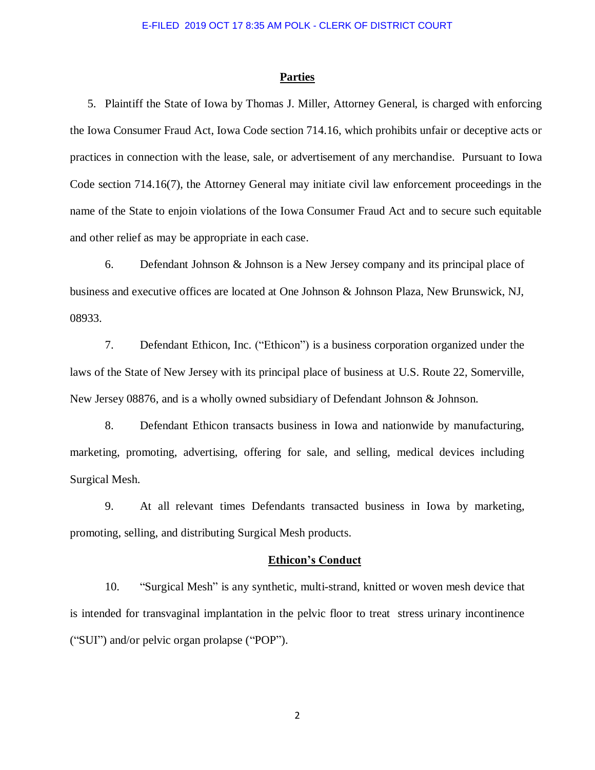## Parties

5. Plaintiff the State of Iowa by Thomas J. Miller, Attorney General, is charged with enforcing the Iowa Consumer Fraud Act, Iowa Code section 714.16, which prohibits unfair or deceptive acts or practices in connection with the lease, sale, or advertisement of any merchandise. Pursuant to Iowa Code section 714.16(7), the Attorney General may initiate civil law enforcement proceedings in the name of the State to enjoin violations of the Iowa Consumer Fraud Act and to secure such equitable and other relief as may be appropriate in each case.

6. Defendant Johnson & Johnson is a New Jersey company and its principal place of business and executive offices are located at One Johnson & Johnson Plaza, New Brunswick, NJ, 08933.

7. Defendant Ethicon, Inc. ("Ethicon") is a business corporation organized under the laws of the State of New Jersey with its principal place of business at U.S. Route 22, Somerville, New Jersey 08876, and is a wholly owned subsidiary of Defendant Johnson & Johnson.

8. Defendant Ethicon transacts business in Iowa and nationwide by manufacturing, marketing, promoting, advertising, offering for sale, and selling, medical devices including Surgical Mesh.

9. At all relevant times Defendants transacted business in Iowa by marketing, promoting, selling, and distributing Surgical Mesh products.

## Ethicon's Conduct

10. "Surgical Mesh" is any synthetic, multi-strand, knitted or woven mesh device that is intended for transvaginal implantation in the pelvic floor to treat stress urinary incontinence ("SUI") and/or pelvic organ prolapse ("POP").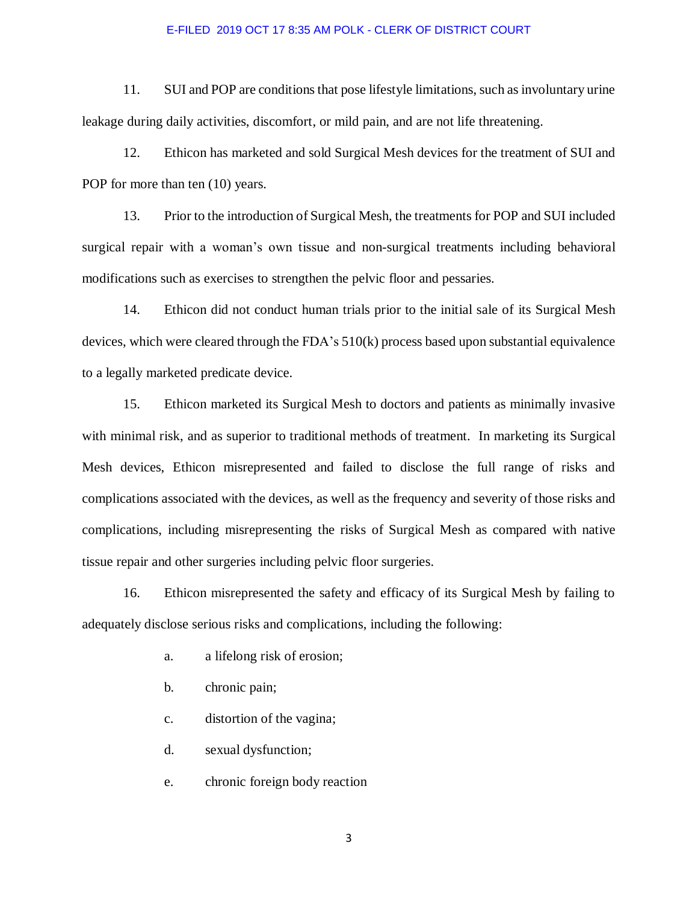11. SUI and POP are conditions that pose lifestyle limitations, such as involuntary urine leakage during daily activities, discomfort, or mild pain, and are not life threatening.

12. Ethicon has marketed and sold Surgical Mesh devices for the treatment of SUI and POP for more than ten (10) years.

13. Prior to the introduction of Surgical Mesh, the treatments for POP and SUI included surgical repair with a woman's own tissue and non-surgical treatments including behavioral modifications such as exercises to strengthen the pelvic floor and pessaries.

14. Ethicon did not conduct human trials prior to the initial sale of its Surgical Mesh devices, which were cleared through the FDA's 510(k) process based upon substantial equivalence to a legally marketed predicate device.

15. Ethicon marketed its Surgical Mesh to doctors and patients as minimally invasive with minimal risk, and as superior to traditional methods of treatment. In marketing its Surgical Mesh devices, Ethicon misrepresented and failed to disclose the full range of risks and complications associated with the devices, as well as the frequency and severity of those risks and complications, including misrepresenting the risks of Surgical Mesh as compared with native tissue repair and other surgeries including pelvic floor surgeries.

16. Ethicon misrepresented the safety and efficacy of its Surgical Mesh by failing to adequately disclose serious risks and complications, including the following:

a. a lifelong risk of erosion;

b. chronic pain;

c. distortion of the vagina;

d. sexual dysfunction;

e. chronic foreign body reaction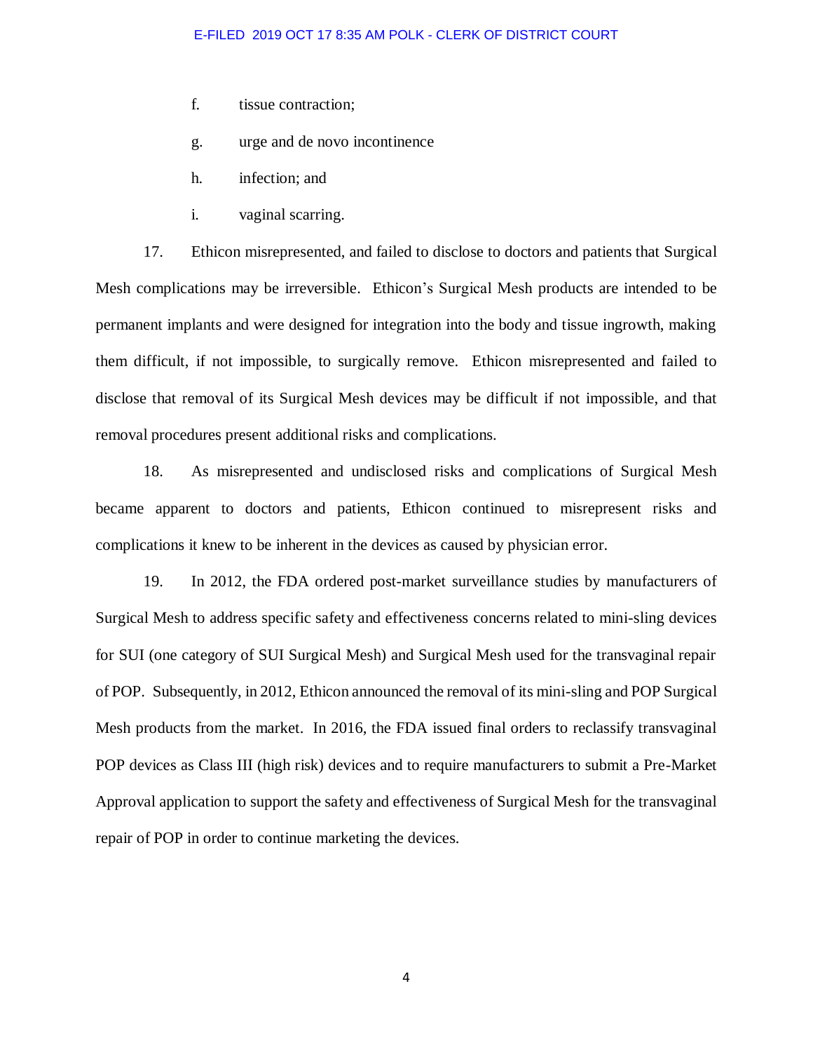f. tissue contraction;

g. urge and de novo incontinence

h. infection; and

i. vaginal scarring.

17. Ethicon misrepresented, and failed to disclose to doctors and patients that Surgical Mesh complications may be irreversible. Ethicon's Surgical Mesh products are intended to be permanent implants and were designed for integration into the body and tissue ingrowth, making them difficult, if not impossible, to surgically remove. Ethicon misrepresented and failed to disclose that removal of its Surgical Mesh devices may be difficult if not impossible, and that removal procedures present additional risks and complications.

18. As misrepresented and undisclosed risks and complications of Surgical Mesh became apparent to doctors and patients, Ethicon continued to misrepresent risks and complications it knew to be inherent in the devices as caused by physician error.

19. In 2012, the FDA ordered post-market surveillance studies by manufacturers of Surgical Mesh to address specific safety and effectiveness concerns related to mini-sling devices for SUI (one category of SUI Surgical Mesh) and Surgical Mesh used for the transvaginal repair of POP. Subsequently, in 2012, Ethicon announced the removal of its mini-sling and POP Surgical Mesh products from the market. In 2016, the FDA issued final orders to reclassify transvaginal POP devices as Class III (high risk) devices and to require manufacturers to submit a Pre-Market Approval application to support the safety and effectiveness of Surgical Mesh for the transvaginal repair of POP in order to continue marketing the devices.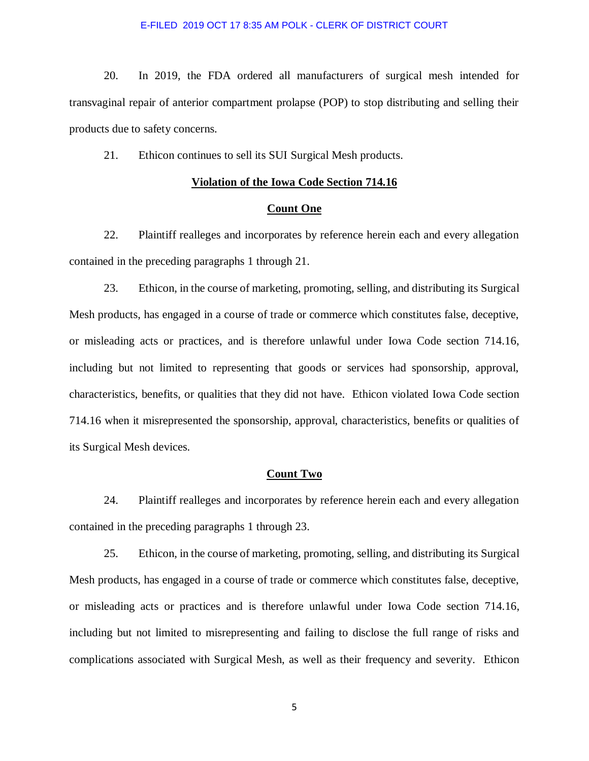20. In 2019, the FDA ordered all manufacturers of surgical mesh intended for transvaginal repair of anterior compartment prolapse (POP) to stop distributing and selling their products due to safety concerns.

21. Ethicon continues to sell its SUI Surgical Mesh products.

## Violation of the Iowa Code Section 714.16

### Count One

22. Plaintiff realleges and incorporates by reference herein each and every allegation contained in the preceding paragraphs 1 through 21.

23. Ethicon, in the course of marketing, promoting, selling, and distributing its Surgical Mesh products, has engaged in a course of trade or commerce which constitutes false, deceptive, or misleading acts or practices, and is therefore unlawful under Iowa Code section 714.16, including but not limited to representing that goods or services had sponsorship, approval, characteristics, benefits, or qualities that they did not have. Ethicon violated Iowa Code section 714.16 when it misrepresented the sponsorship, approval, characteristics, benefits or qualities of its Surgical Mesh devices.

### Count Two

24. Plaintiff realleges and incorporates by reference herein each and every allegation contained in the preceding paragraphs 1 through 23.

25. Ethicon, in the course of marketing, promoting, selling, and distributing its Surgical Mesh products, has engaged in a course of trade or commerce which constitutes false, deceptive, or misleading acts or practices and is therefore unlawful under Iowa Code section 714.16, including but not limited to misrepresenting and failing to disclose the full range of risks and complications associated with Surgical Mesh, as well as their frequency and severity. Ethicon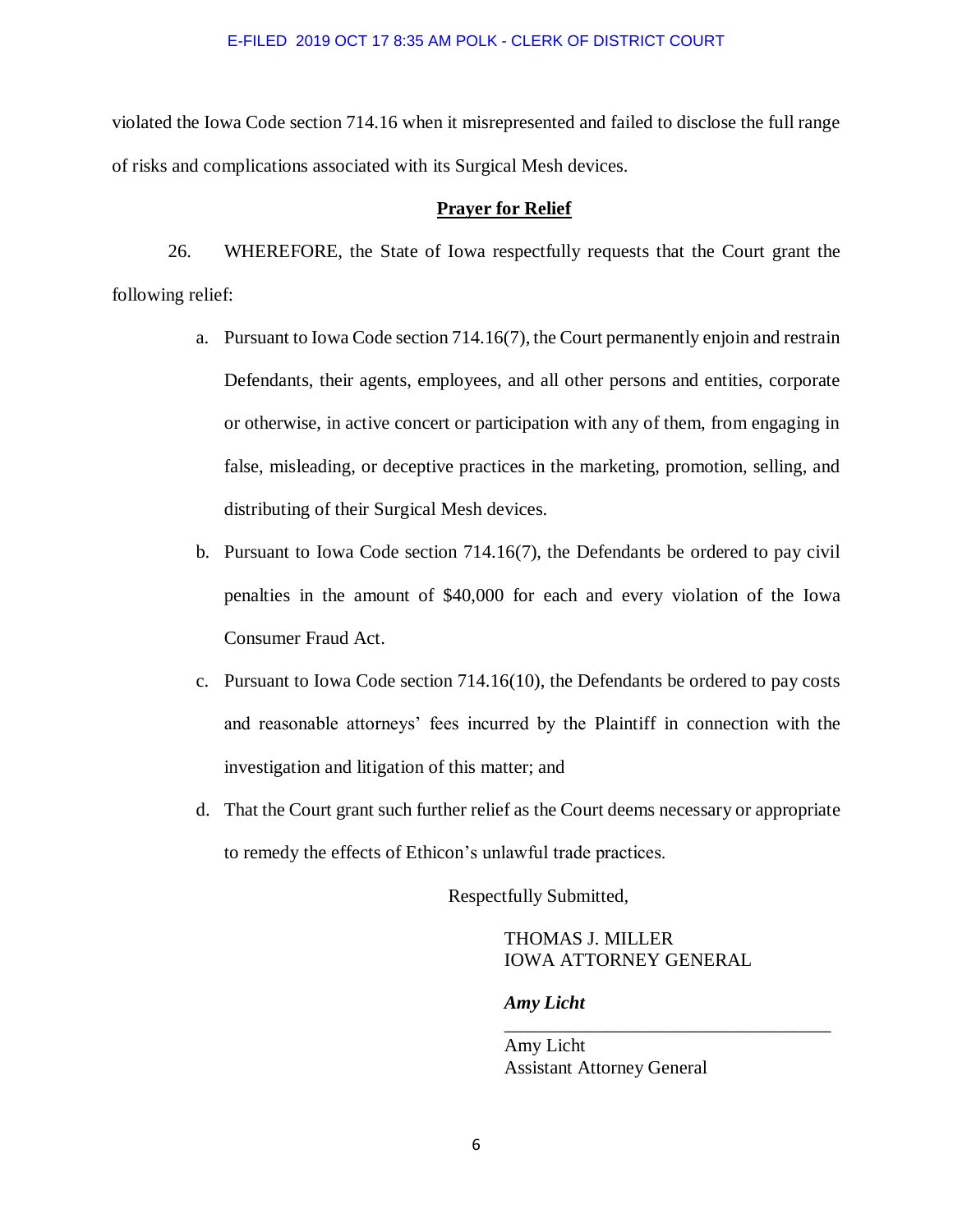violated the Iowa Code section 714.16 when it misrepresented and failed to disclose the full range of risks and complications associated with its Surgical Mesh devices.

**Prayer for Relief**

26. WHEREFORE, the State of Iowa respectfully requests that the Court grant the following relief:

a. Pursuant to Iowa Code section 714.16(7), the Court permanently enjoin and restrain Defendants, their agents, employees, and all other persons and entities, corporate or otherwise, in active concert or participation with any of them, from engaging in false, misleading, or deceptive practices in the marketing, promotion, selling, and distributing of their Surgical Mesh devices.

b. Pursuant to Iowa Code section 714.16(7), the Defendants be ordered to pay civil penalties in the amount of $40,000 for each and every violation of the Iowa Consumer Fraud Act.

c. Pursuant to Iowa Code section 714.16(10), the Defendants be ordered to pay costs and reasonable attorneys' fees incurred by the Plaintiff in connection with the investigation and litigation of this matter; and

d. That the Court grant such further relief as the Court deems necessary or appropriate to remedy the effects of Ethicon's unlawful trade practices.

Respectfully Submitted,

THOMAS J. MILLER
IOWA ATTORNEY GENERAL

***Amy Licht***
\_\_\_\_\_\_\_\_\_\_\_\_\_\_\_\_\_\_\_\_\_\_\_\_\_\_\_\_\_\_\_\_\_\_\_
Amy Licht
Assistant Attorney General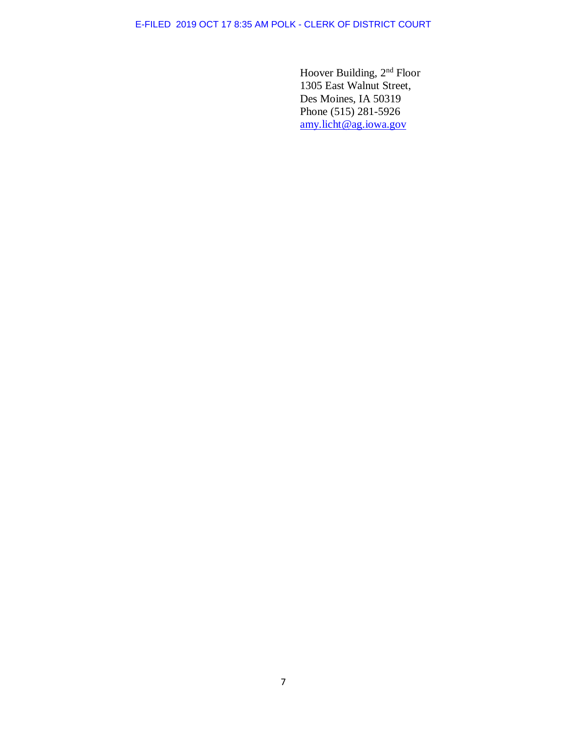Hoover Building, 2nd Floor
1305 East Walnut Street,
Des Moines, IA 50319
Phone (515) 281-5926
amy.licht@ag.iowa.gov